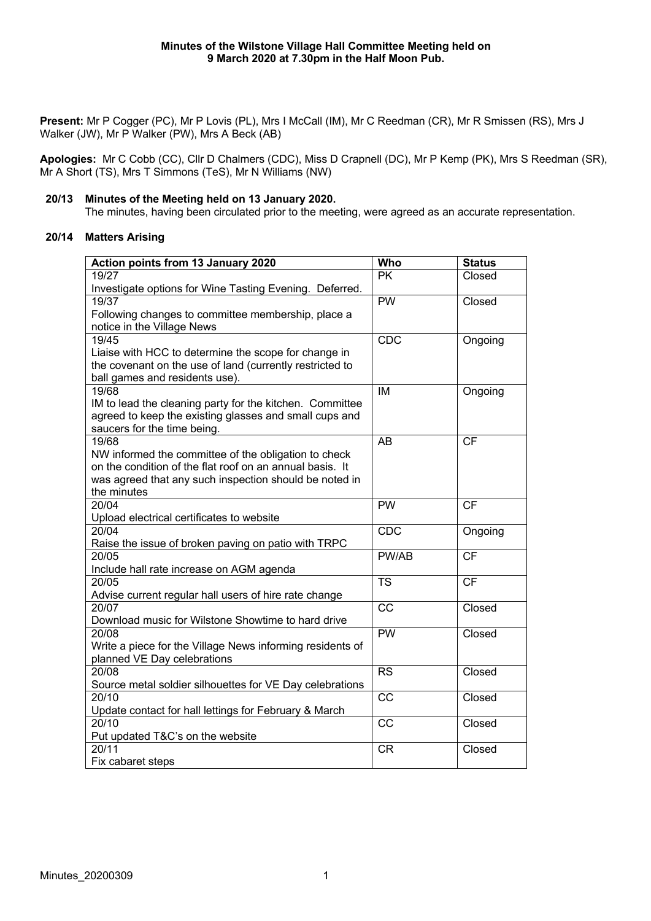**Minutes of the Wilstone Village Hall Committee Meeting held on 9 March 2020 at 7.30pm in the Half Moon Pub.**

**Present:** Mr P Cogger (PC), Mr P Lovis (PL), Mrs I McCall (IM), Mr C Reedman (CR), Mr R Smissen (RS), Mrs J Walker (JW), Mr P Walker (PW), Mrs A Beck (AB)

**Apologies:** Mr C Cobb (CC), Cllr D Chalmers (CDC), Miss D Crapnell (DC), Mr P Kemp (PK), Mrs S Reedman (SR), Mr A Short (TS), Mrs T Simmons (TeS), Mr N Williams (NW)

**20/13 Minutes of the Meeting held on 13 January 2020.**

The minutes, having been circulated prior to the meeting, were agreed as an accurate representation.

**20/14 Matters Arising**

| Action points from 13 January 2020 | Who | Status |
| --- | --- | --- |
| 19/27<br>Investigate options for Wine Tasting Evening. Deferred. | PK | Closed |
| 19/37<br>Following changes to committee membership, place a notice in the Village News | PW | Closed |
| 19/45<br>Liaise with HCC to determine the scope for change in the covenant on the use of land (currently restricted to ball games and residents use). | CDC | Ongoing |
| 19/68<br>IM to lead the cleaning party for the kitchen. Committee agreed to keep the existing glasses and small cups and saucers for the time being. | IM | Ongoing |
| 19/68<br>NW informed the committee of the obligation to check on the condition of the flat roof on an annual basis. It was agreed that any such inspection should be noted in the minutes | AB | CF |
| 20/04<br>Upload electrical certificates to website | PW | CF |
| 20/04<br>Raise the issue of broken paving on patio with TRPC | CDC | Ongoing |
| 20/05<br>Include hall rate increase on AGM agenda | PW/AB | CF |
| 20/05<br>Advise current regular hall users of hire rate change | TS | CF |
| 20/07<br>Download music for Wilstone Showtime to hard drive | CC | Closed |
| 20/08<br>Write a piece for the Village News informing residents of planned VE Day celebrations | PW | Closed |
| 20/08<br>Source metal soldier silhouettes for VE Day celebrations | RS | Closed |
| 20/10<br>Update contact for hall lettings for February & March | CC | Closed |
| 20/10<br>Put updated T&C's on the website | CC | Closed |
| 20/11<br>Fix cabaret steps | CR | Closed |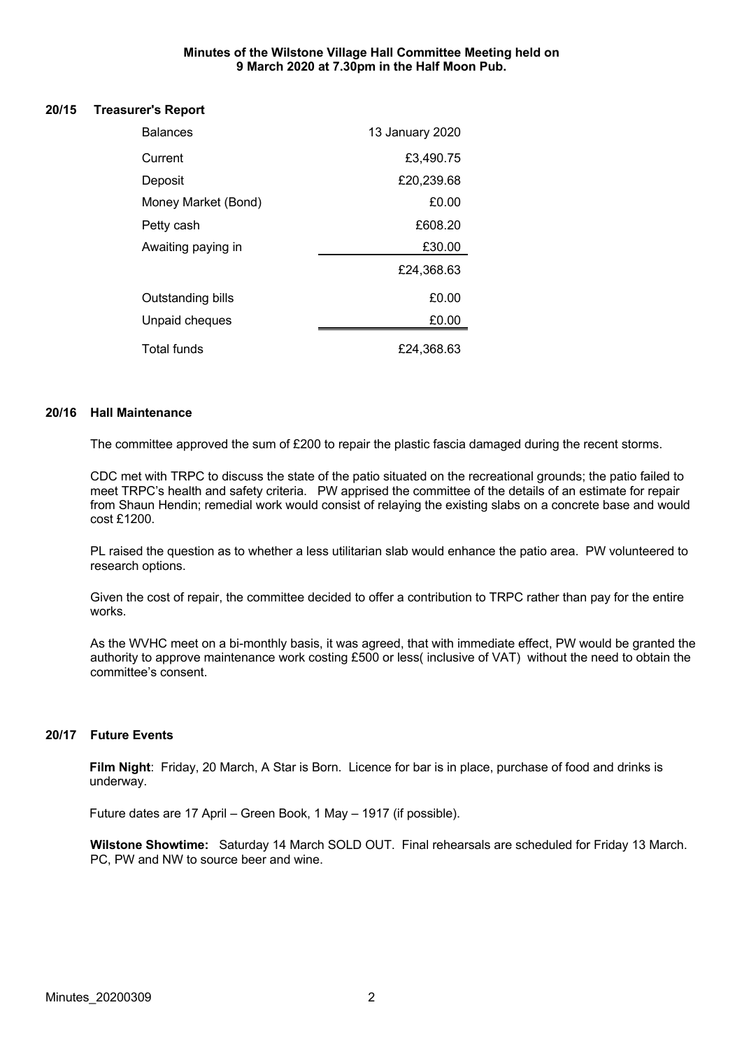**Minutes of the Wilstone Village Hall Committee Meeting held on 9 March 2020 at 7.30pm in the Half Moon Pub.**

## 20/15 Treasurer's Report

| Balances | 13 January 2020 |
|---|---|
| Current | £3,490.75 |
| Deposit | £20,239.68 |
| Money Market (Bond) | £0.00 |
| Petty cash | £608.20 |
| Awaiting paying in | £30.00 |
| | £24,368.63 |
| Outstanding bills | £0.00 |
| Unpaid cheques | £0.00 |
| Total funds | £24,368.63 |

## 20/16 Hall Maintenance

The committee approved the sum of £200 to repair the plastic fascia damaged during the recent storms.

CDC met with TRPC to discuss the state of the patio situated on the recreational grounds; the patio failed to meet TRPC's health and safety criteria. PW apprised the committee of the details of an estimate for repair from Shaun Hendin; remedial work would consist of relaying the existing slabs on a concrete base and would cost £1200.

PL raised the question as to whether a less utilitarian slab would enhance the patio area. PW volunteered to research options.

Given the cost of repair, the committee decided to offer a contribution to TRPC rather than pay for the entire works.

As the WVHC meet on a bi-monthly basis, it was agreed, that with immediate effect, PW would be granted the authority to approve maintenance work costing £500 or less( inclusive of VAT) without the need to obtain the committee's consent.

## 20/17 Future Events

**Film Night**: Friday, 20 March, A Star is Born. Licence for bar is in place, purchase of food and drinks is underway.

Future dates are 17 April – Green Book, 1 May – 1917 (if possible).

**Wilstone Showtime:** Saturday 14 March SOLD OUT. Final rehearsals are scheduled for Friday 13 March. PC, PW and NW to source beer and wine.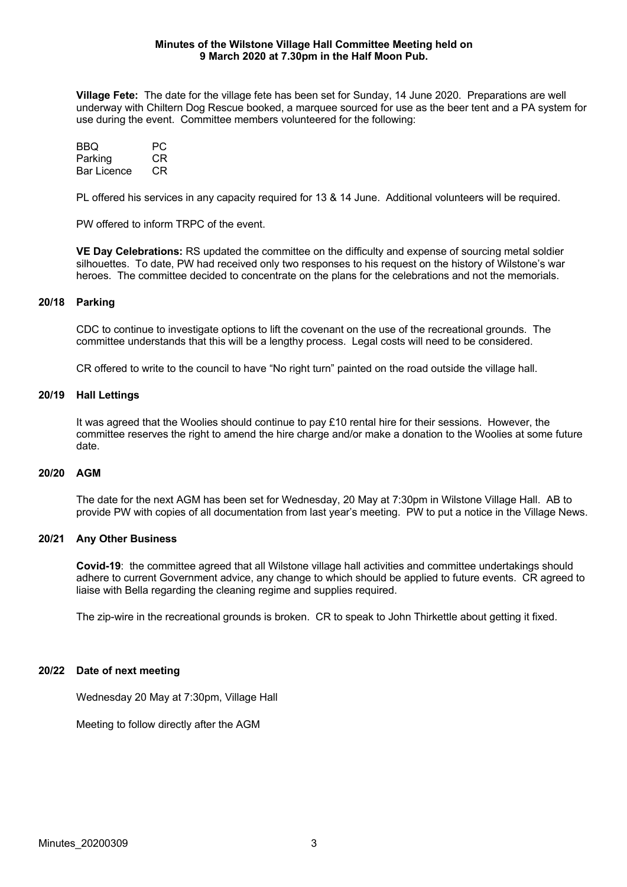**Minutes of the Wilstone Village Hall Committee Meeting held on 9 March 2020 at 7.30pm in the Half Moon Pub.**

**Village Fete:** The date for the village fete has been set for Sunday, 14 June 2020. Preparations are well underway with Chiltern Dog Rescue booked, a marquee sourced for use as the beer tent and a PA system for use during the event. Committee members volunteered for the following:

| | |
|---|---|
| BBQ | PC |
| Parking | CR |
| Bar Licence | CR |

PL offered his services in any capacity required for 13 & 14 June. Additional volunteers will be required.

PW offered to inform TRPC of the event.

**VE Day Celebrations:** RS updated the committee on the difficulty and expense of sourcing metal soldier silhouettes. To date, PW had received only two responses to his request on the history of Wilstone's war heroes. The committee decided to concentrate on the plans for the celebrations and not the memorials.

## 20/18 Parking

CDC to continue to investigate options to lift the covenant on the use of the recreational grounds. The committee understands that this will be a lengthy process. Legal costs will need to be considered.

CR offered to write to the council to have "No right turn" painted on the road outside the village hall.

## 20/19 Hall Lettings

It was agreed that the Woolies should continue to pay £10 rental hire for their sessions. However, the committee reserves the right to amend the hire charge and/or make a donation to the Woolies at some future date.

## 20/20 AGM

The date for the next AGM has been set for Wednesday, 20 May at 7:30pm in Wilstone Village Hall. AB to provide PW with copies of all documentation from last year's meeting. PW to put a notice in the Village News.

## 20/21 Any Other Business

**Covid-19**: the committee agreed that all Wilstone village hall activities and committee undertakings should adhere to current Government advice, any change to which should be applied to future events. CR agreed to liaise with Bella regarding the cleaning regime and supplies required.

The zip-wire in the recreational grounds is broken. CR to speak to John Thirkettle about getting it fixed.

## 20/22 Date of next meeting

Wednesday 20 May at 7:30pm, Village Hall

Meeting to follow directly after the AGM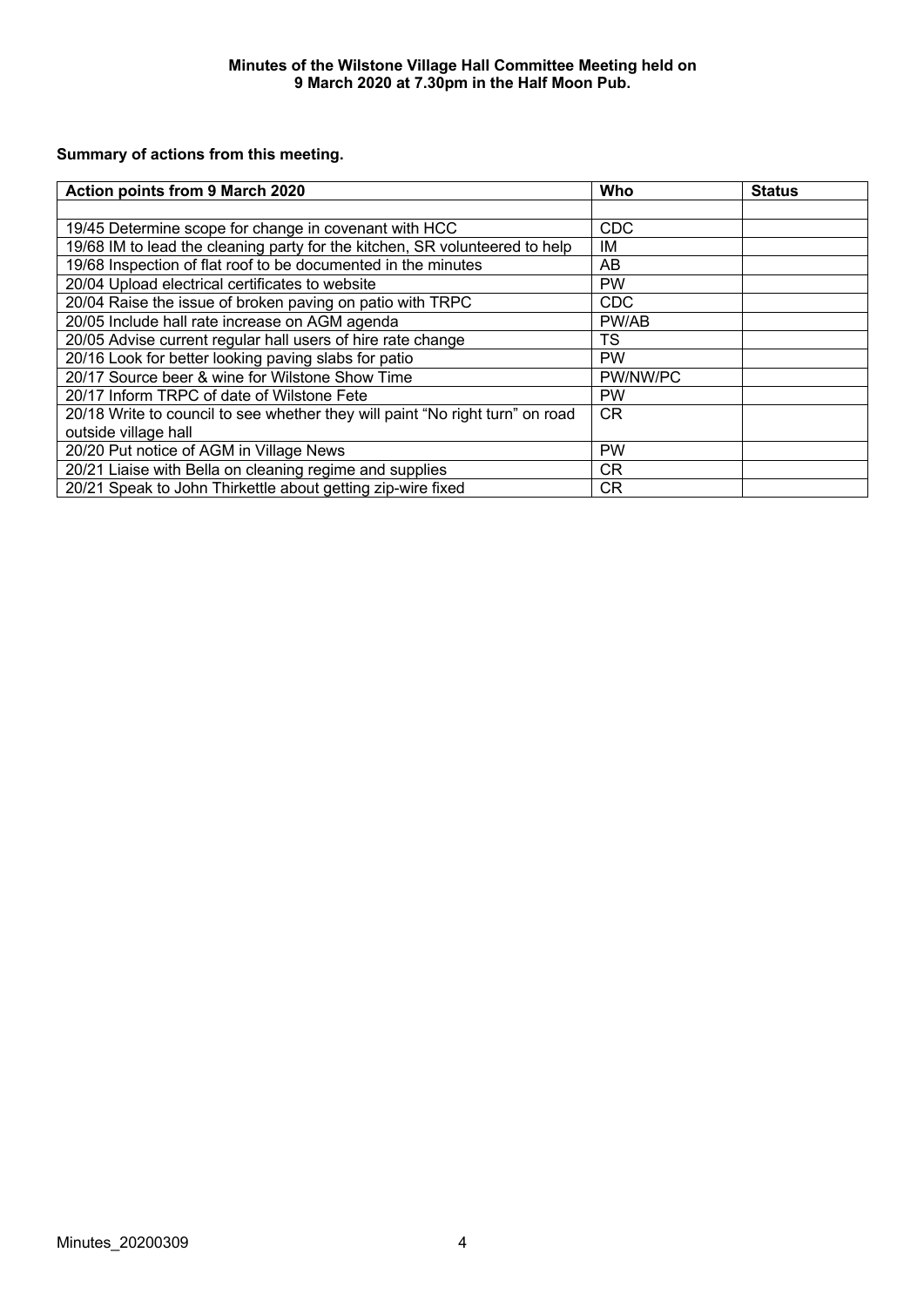**Minutes of the Wilstone Village Hall Committee Meeting held on 9 March 2020 at 7.30pm in the Half Moon Pub.**

**Summary of actions from this meeting.**

| Action points from 9 March 2020 | Who | Status |
|---|---|---|
| | | |
| 19/45 Determine scope for change in covenant with HCC | CDC | |
| 19/68 IM to lead the cleaning party for the kitchen, SR volunteered to help | IM | |
| 19/68 Inspection of flat roof to be documented in the minutes | AB | |
| 20/04 Upload electrical certificates to website | PW | |
| 20/04 Raise the issue of broken paving on patio with TRPC | CDC | |
| 20/05 Include hall rate increase on AGM agenda | PW/AB | |
| 20/05 Advise current regular hall users of hire rate change | TS | |
| 20/16 Look for better looking paving slabs for patio | PW | |
| 20/17 Source beer & wine for Wilstone Show Time | PW/NW/PC | |
| 20/17 Inform TRPC of date of Wilstone Fete | PW | |
| 20/18 Write to council to see whether they will paint "No right turn" on road outside village hall | CR | |
| 20/20 Put notice of AGM in Village News | PW | |
| 20/21 Liaise with Bella on cleaning regime and supplies | CR | |
| 20/21 Speak to John Thirkettle about getting zip-wire fixed | CR | |